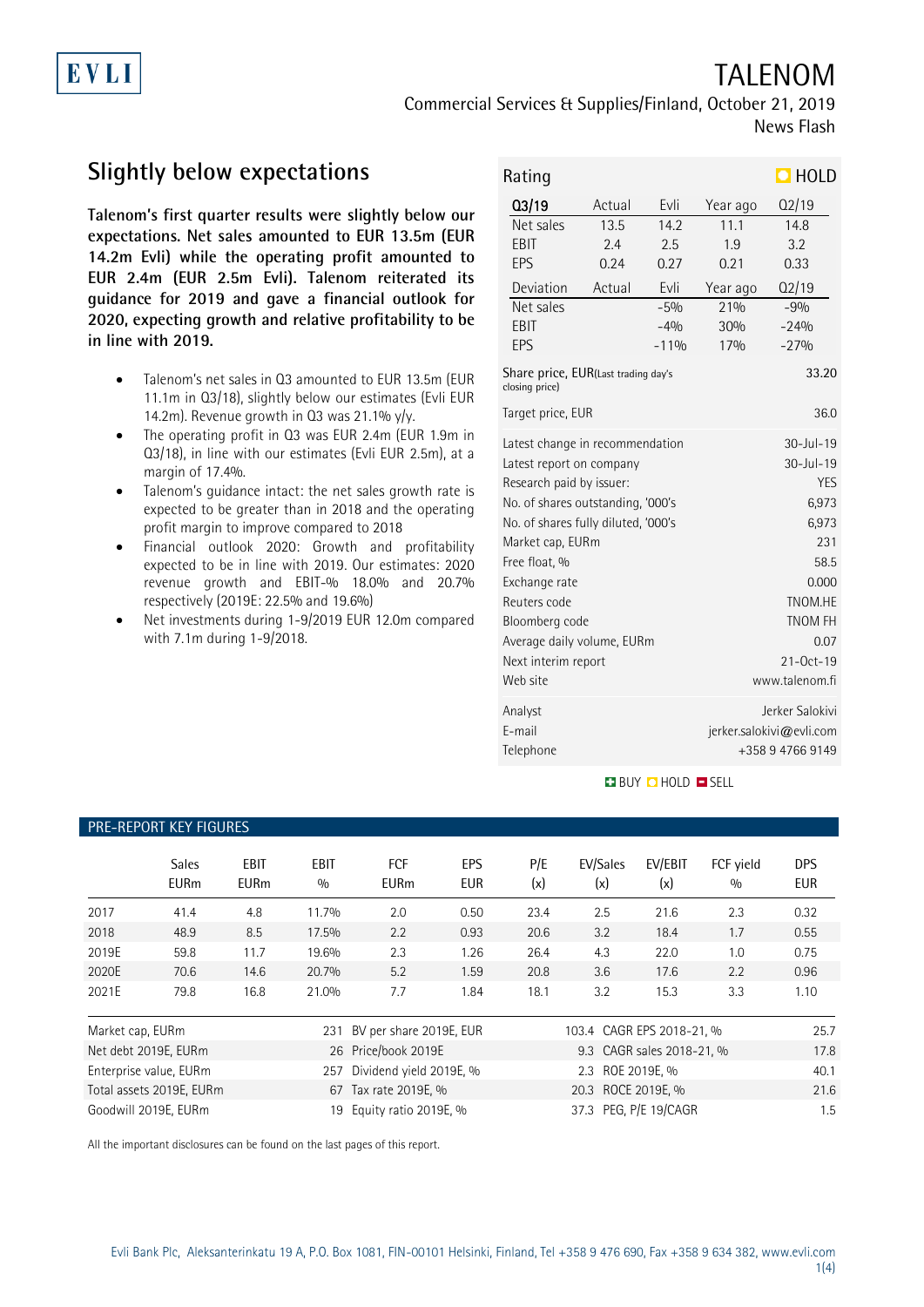EVLI

# TALENOM

Commercial Services & Supplies/Finland, October 21, 2019

News Flash

## Slightly below expectations

**Talenom's first quarter results were slightly below our expectations. Net sales amounted to EUR 13.5m (EUR 14.2m Evli) while the operating profit amounted to EUR 2.4m (EUR 2.5m Evli). Talenom reiterated its guidance for 2019 and gave a financial outlook for 2020, expecting growth and relative profitability to be in line with 2019.**

- Talenom's net sales in Q3 amounted to EUR 13.5m (EUR 11.1m in Q3/18), slightly below our estimates (Evli EUR 14.2m). Revenue growth in Q3 was 21.1% y/y.
- The operating profit in Q3 was EUR 2.4m (EUR 1.9m in Q3/18), in line with our estimates (Evli EUR 2.5m), at a margin of 17.4%.
- Talenom's guidance intact: the net sales growth rate is expected to be greater than in 2018 and the operating profit margin to improve compared to 2018
- Financial outlook 2020: Growth and profitability expected to be in line with 2019. Our estimates: 2020 revenue growth and EBIT-% 18.0% and 20.7% respectively (2019E: 22.5% and 19.6%)
- Net investments during 1-9/2019 EUR 12.0m compared with 7.1m during 1-9/2018.

**Rating: HOLD**

| Q3/19 | Actual | Evli | Year ago | Q2/19 |
|---|---|---|---|---|
| Net sales | 13.5 | 14.2 | 11.1 | 14.8 |
| EBIT | 2.4 | 2.5 | 1.9 | 3.2 |
| EPS | 0.24 | 0.27 | 0.21 | 0.33 |

| Deviation | Actual | Evli | Year ago | Q2/19 |
|---|---|---|---|---|
| Net sales | | -5% | 21% | -9% |
| EBIT | | -4% | 30% | -24% |
| EPS | | -11% | 17% | -27% |

| | |
|---|---|
| Share price, EUR (Last trading day's closing price) | 33.20 |
| Target price, EUR | 36.0 |
| Latest change in recommendation | 30-Jul-19 |
| Latest report on company | 30-Jul-19 |
| Research paid by issuer: | YES |
| No. of shares outstanding, '000's | 6,973 |
| No. of shares fully diluted, '000's | 6,973 |
| Market cap, EURm | 231 |
| Free float, % | 58.5 |
| Exchange rate | 0.000 |
| Reuters code | TNOM.HE |
| Bloomberg code | TNOM FH |
| Average daily volume, EURm | 0.07 |
| Next interim report | 21-Oct-19 |
| Web site | www.talenom.fi |
| Analyst | Jerker Salokivi |
| E-mail | jerker.salokivi@evli.com |
| Telephone | +358 9 4766 9149 |

BUY HOLD SELL

### PRE-REPORT KEY FIGURES

| | Sales EURm | EBIT EURm | EBIT % | FCF EURm | EPS EUR | P/E (x) | EV/Sales (x) | EV/EBIT (x) | FCF yield % | DPS EUR |
|---|---|---|---|---|---|---|---|---|---|---|
| 2017 | 41.4 | 4.8 | 11.7% | 2.0 | 0.50 | 23.4 | 2.5 | 21.6 | 2.3 | 0.32 |
| 2018 | 48.9 | 8.5 | 17.5% | 2.2 | 0.93 | 20.6 | 3.2 | 18.4 | 1.7 | 0.55 |
| 2019E | 59.8 | 11.7 | 19.6% | 2.3 | 1.26 | 26.4 | 4.3 | 22.0 | 1.0 | 0.75 |
| 2020E | 70.6 | 14.6 | 20.7% | 5.2 | 1.59 | 20.8 | 3.6 | 17.6 | 2.2 | 0.96 |
| 2021E | 79.8 | 16.8 | 21.0% | 7.7 | 1.84 | 18.1 | 3.2 | 15.3 | 3.3 | 1.10 |

| | | | | | |
|---|---|---|---|---|---|
| Market cap, EURm | 231 | BV per share 2019E, EUR | 103.4 | CAGR EPS 2018-21, % | 25.7 |
| Net debt 2019E, EURm | 26 | Price/book 2019E | 9.3 | CAGR sales 2018-21, % | 17.8 |
| Enterprise value, EURm | 257 | Dividend yield 2019E, % | 2.3 | ROE 2019E, % | 40.1 |
| Total assets 2019E, EURm | 67 | Tax rate 2019E, % | 20.3 | ROCE 2019E, % | 21.6 |
| Goodwill 2019E, EURm | 19 | Equity ratio 2019E, % | 37.3 | PEG, P/E 19/CAGR | 1.5 |

All the important disclosures can be found on the last pages of this report.

Evli Bank Plc, Aleksanterinkatu 19 A, P.O. Box 1081, FIN-00101 Helsinki, Finland, Tel +358 9 476 690, Fax +358 9 634 382, www.evli.com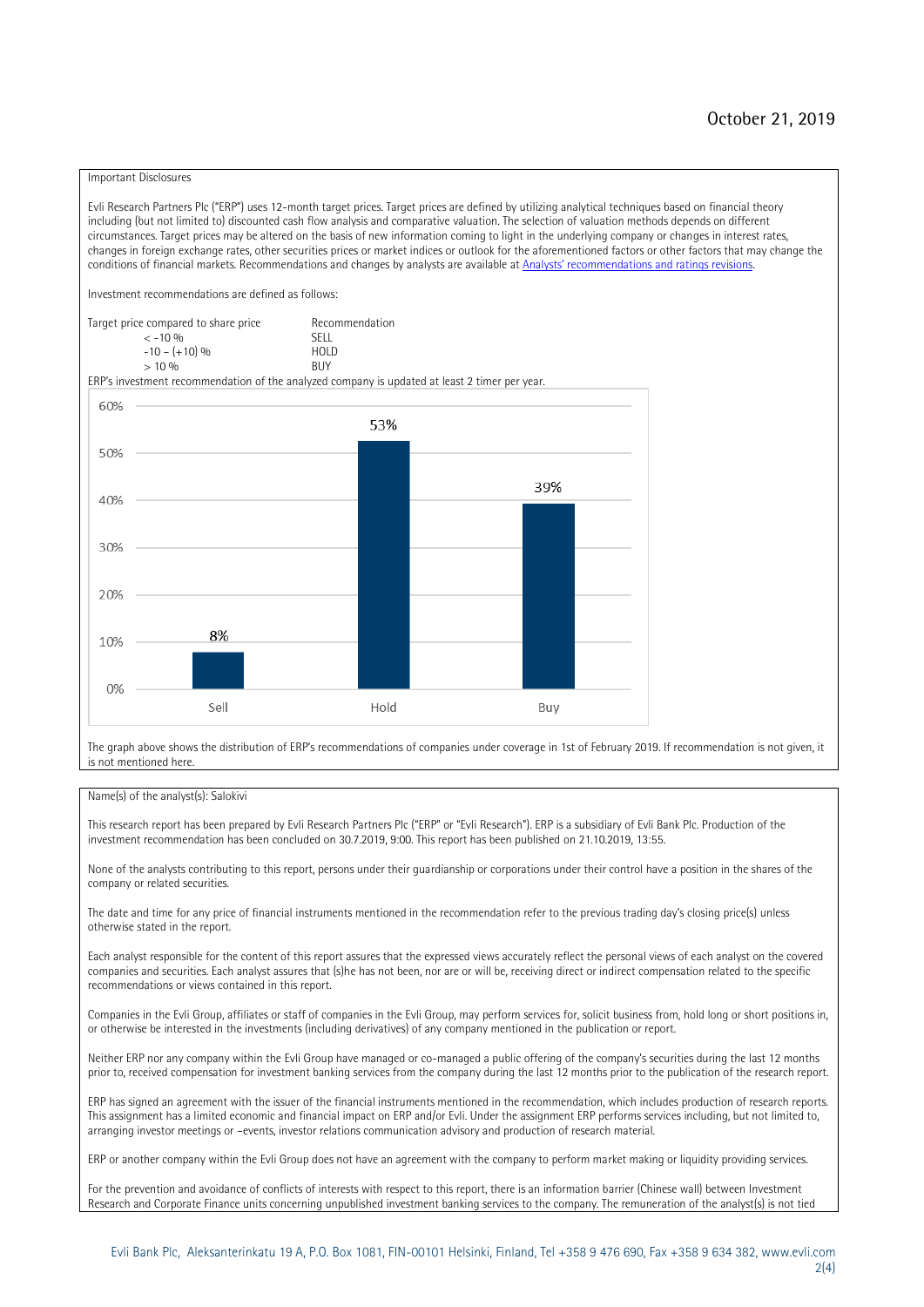October 21, 2019

Important Disclosures

Evli Research Partners Plc ("ERP") uses 12-month target prices. Target prices are defined by utilizing analytical techniques based on financial theory including (but not limited to) discounted cash flow analysis and comparative valuation. The selection of valuation methods depends on different circumstances. Target prices may be altered on the basis of new information coming to light in the underlying company or changes in interest rates, changes in foreign exchange rates, other securities prices or market indices or outlook for the aforementioned factors or other factors that may change the conditions of financial markets. Recommendations and changes by analysts are available at [Analysts' recommendations and ratings revisions](#).

Investment recommendations are defined as follows:

| Target price compared to share price | Recommendation |
|---|---|
| < -10 % | SELL |
| -10 – (+10) % | HOLD |
| > 10 % | BUY |

ERP's investment recommendation of the analyzed company is updated at least 2 timer per year.

| | Sell | Hold | Buy |
|---|---|---|---|
| Share of recommendations | 8% | 53% | 39% |

The graph above shows the distribution of ERP's recommendations of companies under coverage in 1st of February 2019. If recommendation is not given, it is not mentioned here.

Name(s) of the analyst(s): Salokivi

This research report has been prepared by Evli Research Partners Plc ("ERP" or "Evli Research"). ERP is a subsidiary of Evli Bank Plc. Production of the investment recommendation has been concluded on 30.7.2019, 9:00. This report has been published on 21.10.2019, 13:55.

None of the analysts contributing to this report, persons under their guardianship or corporations under their control have a position in the shares of the company or related securities.

The date and time for any price of financial instruments mentioned in the recommendation refer to the previous trading day's closing price(s) unless otherwise stated in the report.

Each analyst responsible for the content of this report assures that the expressed views accurately reflect the personal views of each analyst on the covered companies and securities. Each analyst assures that (s)he has not been, nor are or will be, receiving direct or indirect compensation related to the specific recommendations or views contained in this report.

Companies in the Evli Group, affiliates or staff of companies in the Evli Group, may perform services for, solicit business from, hold long or short positions in, or otherwise be interested in the investments (including derivatives) of any company mentioned in the publication or report.

Neither ERP nor any company within the Evli Group have managed or co-managed a public offering of the company's securities during the last 12 months prior to, received compensation for investment banking services from the company during the last 12 months prior to the publication of the research report.

ERP has signed an agreement with the issuer of the financial instruments mentioned in the recommendation, which includes production of research reports. This assignment has a limited economic and financial impact on ERP and/or Evli. Under the assignment ERP performs services including, but not limited to, arranging investor meetings or –events, investor relations communication advisory and production of research material.

ERP or another company within the Evli Group does not have an agreement with the company to perform market making or liquidity providing services.

For the prevention and avoidance of conflicts of interests with respect to this report, there is an information barrier (Chinese wall) between Investment Research and Corporate Finance units concerning unpublished investment banking services to the company. The remuneration of the analyst(s) is not tied

Evli Bank Plc, Aleksanterinkatu 19 A, P.O. Box 1081, FIN-00101 Helsinki, Finland, Tel +358 9 476 690, Fax +358 9 634 382, www.evli.com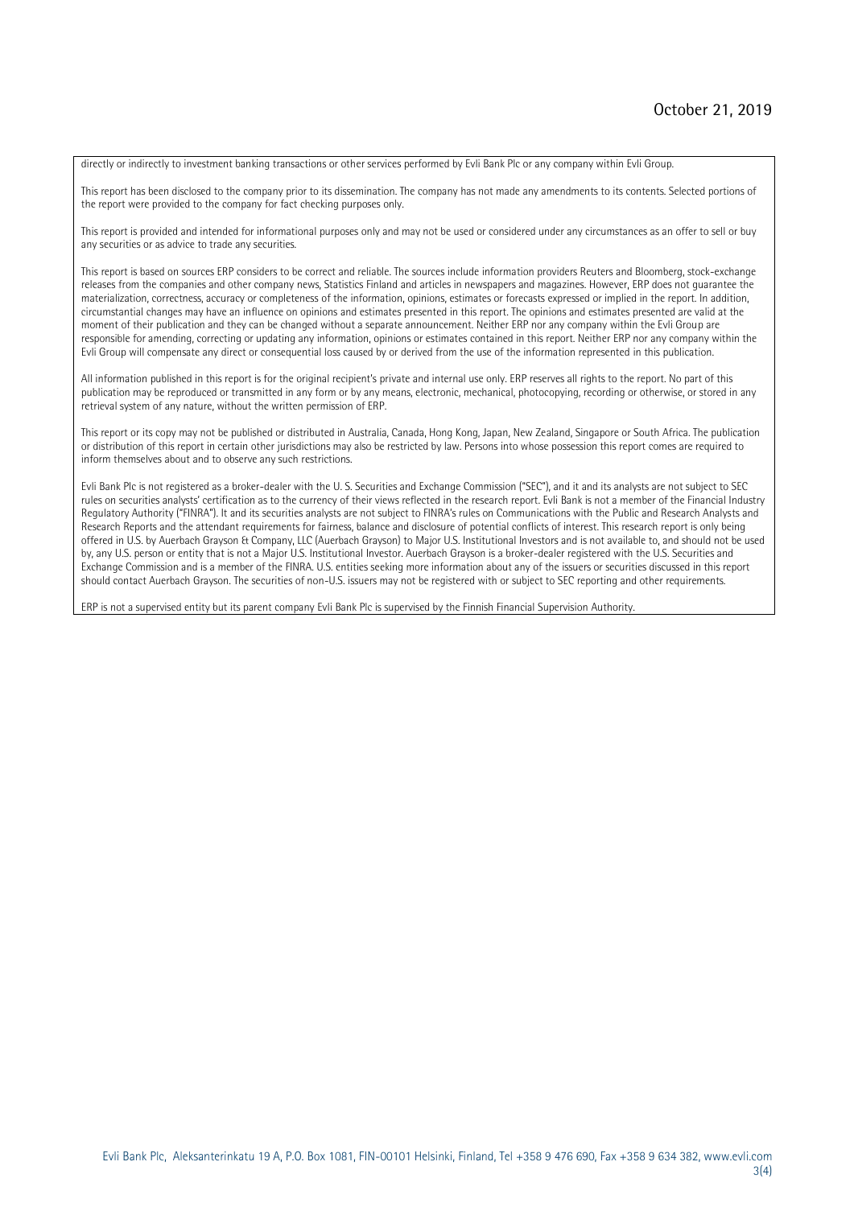directly or indirectly to investment banking transactions or other services performed by Evli Bank Plc or any company within Evli Group.

This report has been disclosed to the company prior to its dissemination. The company has not made any amendments to its contents. Selected portions of the report were provided to the company for fact checking purposes only.

This report is provided and intended for informational purposes only and may not be used or considered under any circumstances as an offer to sell or buy any securities or as advice to trade any securities.

This report is based on sources ERP considers to be correct and reliable. The sources include information providers Reuters and Bloomberg, stock-exchange releases from the companies and other company news, Statistics Finland and articles in newspapers and magazines. However, ERP does not guarantee the materialization, correctness, accuracy or completeness of the information, opinions, estimates or forecasts expressed or implied in the report. In addition, circumstantial changes may have an influence on opinions and estimates presented in this report. The opinions and estimates presented are valid at the moment of their publication and they can be changed without a separate announcement. Neither ERP nor any company within the Evli Group are responsible for amending, correcting or updating any information, opinions or estimates contained in this report. Neither ERP nor any company within the Evli Group will compensate any direct or consequential loss caused by or derived from the use of the information represented in this publication.

All information published in this report is for the original recipient's private and internal use only. ERP reserves all rights to the report. No part of this publication may be reproduced or transmitted in any form or by any means, electronic, mechanical, photocopying, recording or otherwise, or stored in any retrieval system of any nature, without the written permission of ERP.

This report or its copy may not be published or distributed in Australia, Canada, Hong Kong, Japan, New Zealand, Singapore or South Africa. The publication or distribution of this report in certain other jurisdictions may also be restricted by law. Persons into whose possession this report comes are required to inform themselves about and to observe any such restrictions.

Evli Bank Plc is not registered as a broker-dealer with the U. S. Securities and Exchange Commission ("SEC"), and it and its analysts are not subject to SEC rules on securities analysts' certification as to the currency of their views reflected in the research report. Evli Bank is not a member of the Financial Industry Regulatory Authority ("FINRA"). It and its securities analysts are not subject to FINRA's rules on Communications with the Public and Research Analysts and Research Reports and the attendant requirements for fairness, balance and disclosure of potential conflicts of interest. This research report is only being offered in U.S. by Auerbach Grayson & Company, LLC (Auerbach Grayson) to Major U.S. Institutional Investors and is not available to, and should not be used by, any U.S. person or entity that is not a Major U.S. Institutional Investor. Auerbach Grayson is a broker-dealer registered with the U.S. Securities and Exchange Commission and is a member of the FINRA. U.S. entities seeking more information about any of the issuers or securities discussed in this report should contact Auerbach Grayson. The securities of non-U.S. issuers may not be registered with or subject to SEC reporting and other requirements.

ERP is not a supervised entity but its parent company Evli Bank Plc is supervised by the Finnish Financial Supervision Authority.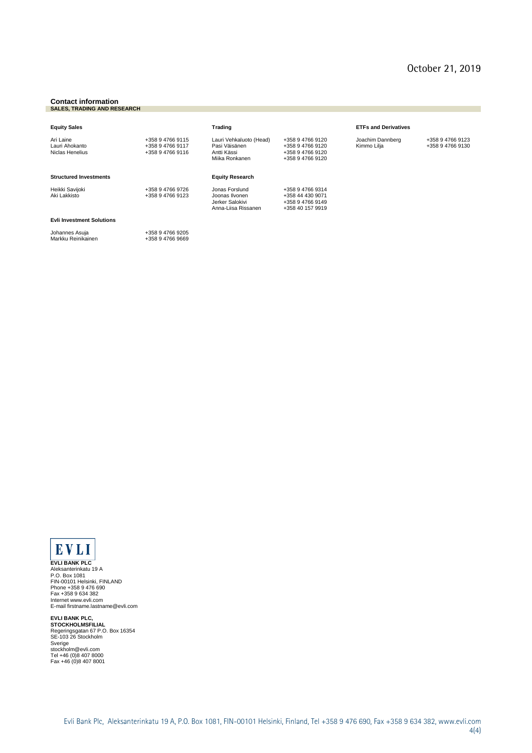October 21, 2019

## Contact information

**SALES, TRADING AND RESEARCH**

**Equity Sales**

| | |
|---|---|
| Ari Laine | +358 9 4766 9115 |
| Lauri Ahokanto | +358 9 4766 9117 |
| Niclas Henelius | +358 9 4766 9116 |

**Trading**

| | |
|---|---|
| Lauri Vehkaluoto (Head) | +358 9 4766 9120 |
| Pasi Väisänen | +358 9 4766 9120 |
| Antti Kässi | +358 9 4766 9120 |
| Miika Ronkanen | +358 9 4766 9120 |

**ETFs and Derivatives**

| | |
|---|---|
| Joachim Dannberg | +358 9 4766 9123 |
| Kimmo Lilja | +358 9 4766 9130 |

**Structured Investments**

| | |
|---|---|
| Heikki Savijoki | +358 9 4766 9726 |
| Aki Lakkisto | +358 9 4766 9123 |

**Equity Research**

| | |
|---|---|
| Jonas Forslund | +358 9 4766 9314 |
| Joonas Ilvonen | +358 44 430 9071 |
| Jerker Salokivi | +358 9 4766 9149 |
| Anna-Liisa Rissanen | +358 40 157 9919 |

**Evli Investment Solutions**

| | |
|---|---|
| Johannes Asuja | +358 9 4766 9205 |
| Markku Reinikainen | +358 9 4766 9669 |

EVLI

**EVLI BANK PLC**
Aleksanterinkatu 19 A
P.O. Box 1081
FIN-00101 Helsinki, FINLAND
Phone +358 9 476 690
Fax +358 9 634 382
Internet www.evli.com
E-mail firstname.lastname@evli.com

**EVLI BANK PLC,**
**STOCKHOLMSFILIAL**
Regeringsgatan 67 P.O. Box 16354
SE-103 26 Stockholm
Sverige
stockholm@evli.com
Tel +46 (0)8 407 8000
Fax +46 (0)8 407 8001